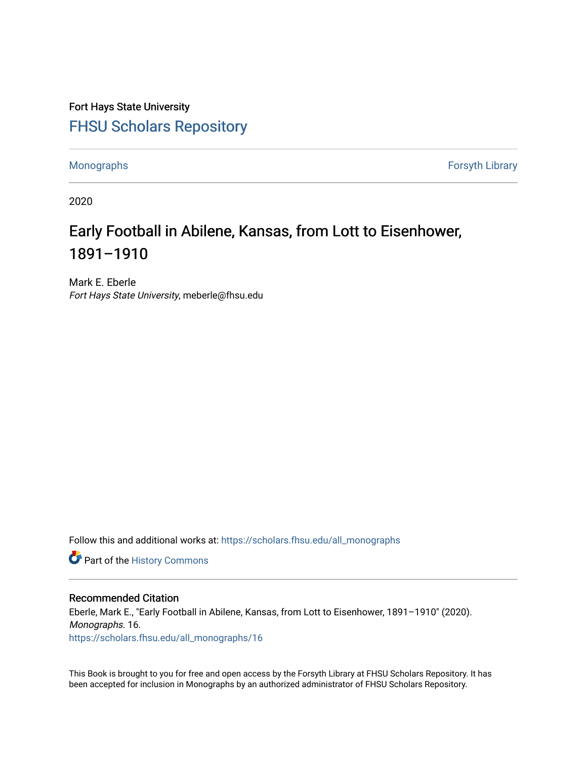Fort Hays State University

# FHSU Scholars Repository

Monographs | Forsyth Library

2020

## Early Football in Abilene, Kansas, from Lott to Eisenhower, 1891–1910

Mark E. Eberle
*Fort Hays State University*, meberle@fhsu.edu

Follow this and additional works at: https://scholars.fhsu.edu/all_monographs

Part of the History Commons

### Recommended Citation

Eberle, Mark E., "Early Football in Abilene, Kansas, from Lott to Eisenhower, 1891–1910" (2020). *Monographs*. 16.
https://scholars.fhsu.edu/all_monographs/16

This Book is brought to you for free and open access by the Forsyth Library at FHSU Scholars Repository. It has been accepted for inclusion in Monographs by an authorized administrator of FHSU Scholars Repository.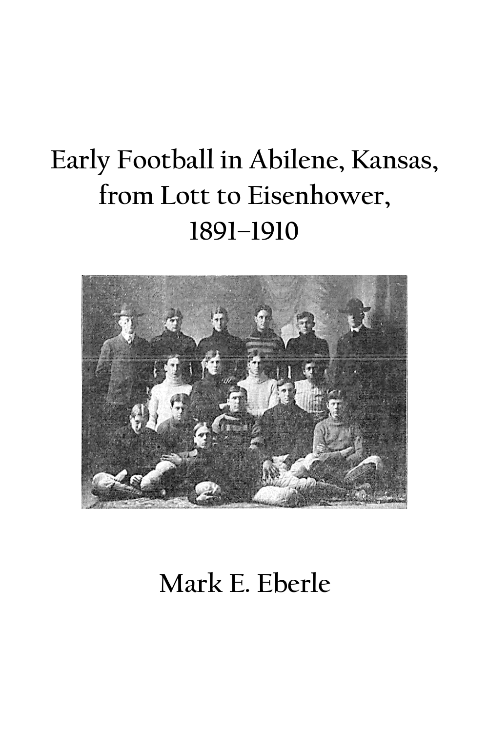# Early Football in Abilene, Kansas, from Lott to Eisenhower, 1891–1910

Mark E. Eberle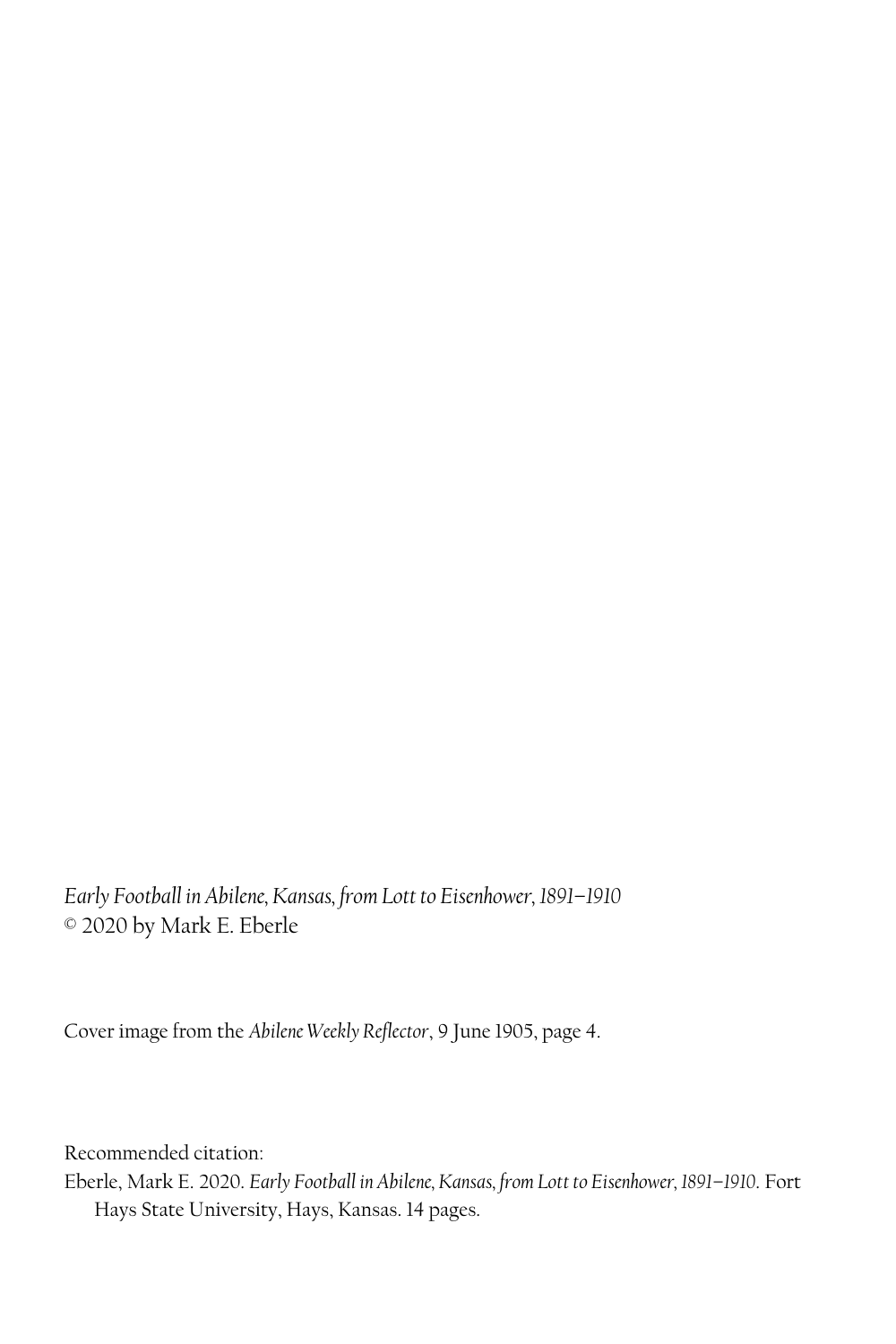*Early Football in Abilene, Kansas, from Lott to Eisenhower, 1891–1910*
© 2020 by Mark E. Eberle

Cover image from the *Abilene Weekly Reflector*, 9 June 1905, page 4.

Recommended citation:
Eberle, Mark E. 2020. *Early Football in Abilene, Kansas, from Lott to Eisenhower, 1891–1910*. Fort Hays State University, Hays, Kansas. 14 pages.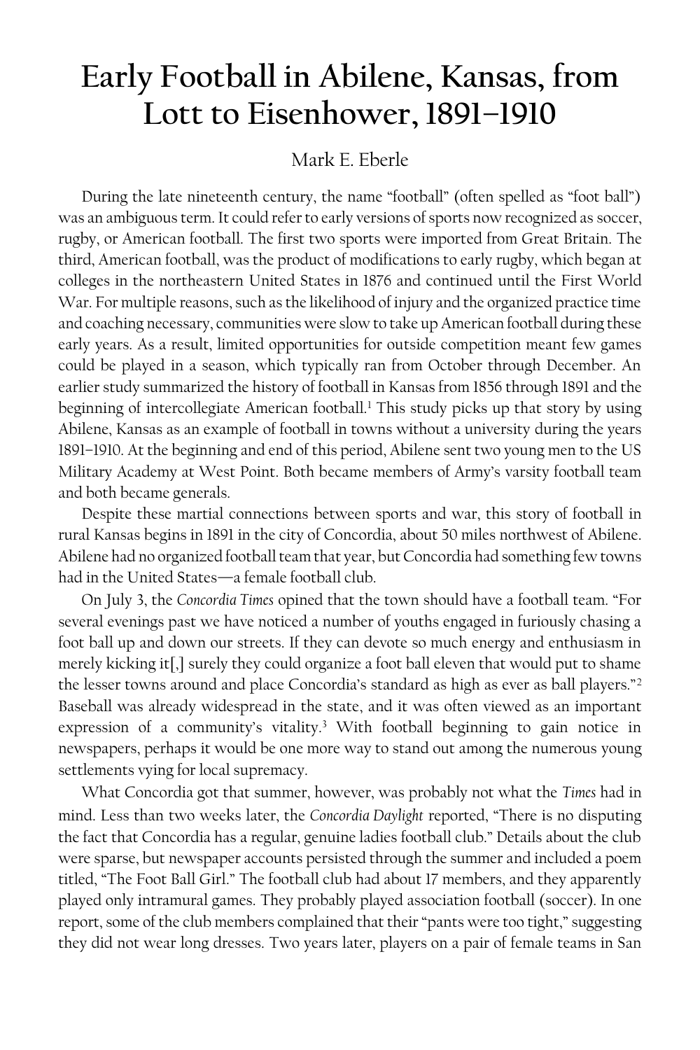# Early Football in Abilene, Kansas, from Lott to Eisenhower, 1891–1910

Mark E. Eberle

During the late nineteenth century, the name "football" (often spelled as "foot ball") was an ambiguous term. It could refer to early versions of sports now recognized as soccer, rugby, or American football. The first two sports were imported from Great Britain. The third, American football, was the product of modifications to early rugby, which began at colleges in the northeastern United States in 1876 and continued until the First World War. For multiple reasons, such as the likelihood of injury and the organized practice time and coaching necessary, communities were slow to take up American football during these early years. As a result, limited opportunities for outside competition meant few games could be played in a season, which typically ran from October through December. An earlier study summarized the history of football in Kansas from 1856 through 1891 and the beginning of intercollegiate American football.[1] This study picks up that story by using Abilene, Kansas as an example of football in towns without a university during the years 1891–1910. At the beginning and end of this period, Abilene sent two young men to the US Military Academy at West Point. Both became members of Army's varsity football team and both became generals.

Despite these martial connections between sports and war, this story of football in rural Kansas begins in 1891 in the city of Concordia, about 50 miles northwest of Abilene. Abilene had no organized football team that year, but Concordia had something few towns had in the United States—a female football club.

On July 3, the *Concordia Times* opined that the town should have a football team. "For several evenings past we have noticed a number of youths engaged in furiously chasing a foot ball up and down our streets. If they can devote so much energy and enthusiasm in merely kicking it[,] surely they could organize a foot ball eleven that would put to shame the lesser towns around and place Concordia's standard as high as ever as ball players."[2] Baseball was already widespread in the state, and it was often viewed as an important expression of a community's vitality.[3] With football beginning to gain notice in newspapers, perhaps it would be one more way to stand out among the numerous young settlements vying for local supremacy.

What Concordia got that summer, however, was probably not what the *Times* had in mind. Less than two weeks later, the *Concordia Daylight* reported, "There is no disputing the fact that Concordia has a regular, genuine ladies football club." Details about the club were sparse, but newspaper accounts persisted through the summer and included a poem titled, "The Foot Ball Girl." The football club had about 17 members, and they apparently played only intramural games. They probably played association football (soccer). In one report, some of the club members complained that their "pants were too tight," suggesting they did not wear long dresses. Two years later, players on a pair of female teams in San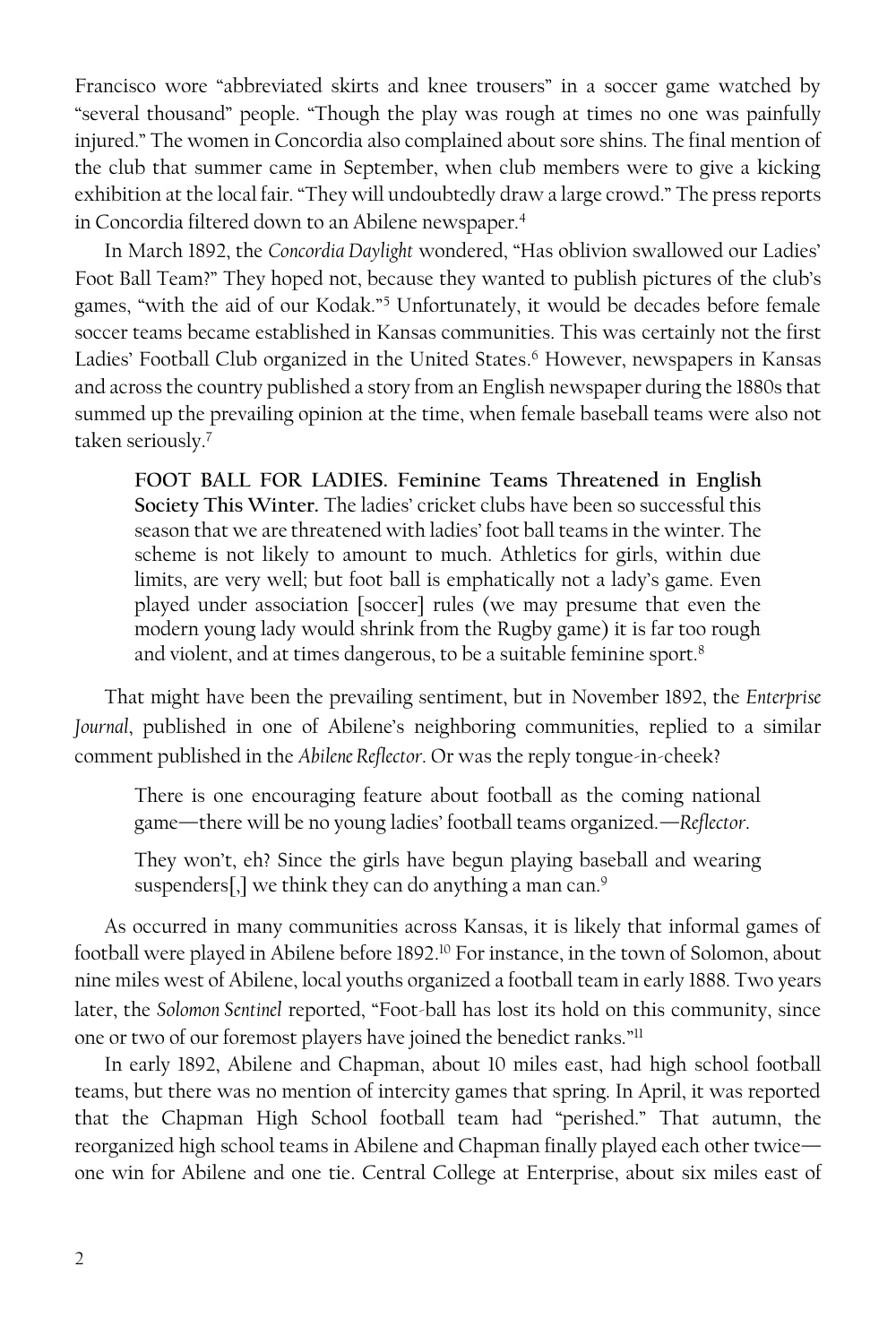Francisco wore "abbreviated skirts and knee trousers" in a soccer game watched by "several thousand" people. "Though the play was rough at times no one was painfully injured." The women in Concordia also complained about sore shins. The final mention of the club that summer came in September, when club members were to give a kicking exhibition at the local fair. "They will undoubtedly draw a large crowd." The press reports in Concordia filtered down to an Abilene newspaper.[4]

In March 1892, the *Concordia Daylight* wondered, "Has oblivion swallowed our Ladies' Foot Ball Team?" They hoped not, because they wanted to publish pictures of the club's games, "with the aid of our Kodak."[5] Unfortunately, it would be decades before female soccer teams became established in Kansas communities. This was certainly not the first Ladies' Football Club organized in the United States.[6] However, newspapers in Kansas and across the country published a story from an English newspaper during the 1880s that summed up the prevailing opinion at the time, when female baseball teams were also not taken seriously.[7]

> **FOOT BALL FOR LADIES. Feminine Teams Threatened in English Society This Winter.** The ladies' cricket clubs have been so successful this season that we are threatened with ladies' foot ball teams in the winter. The scheme is not likely to amount to much. Athletics for girls, within due limits, are very well; but foot ball is emphatically not a lady's game. Even played under association [soccer] rules (we may presume that even the modern young lady would shrink from the Rugby game) it is far too rough and violent, and at times dangerous, to be a suitable feminine sport.[8]

That might have been the prevailing sentiment, but in November 1892, the *Enterprise Journal*, published in one of Abilene's neighboring communities, replied to a similar comment published in the *Abilene Reflector*. Or was the reply tongue-in-cheek?

> There is one encouraging feature about football as the coming national game—there will be no young ladies' football teams organized.—*Reflector*.
>
> They won't, eh? Since the girls have begun playing baseball and wearing suspenders[,] we think they can do anything a man can.[9]

As occurred in many communities across Kansas, it is likely that informal games of football were played in Abilene before 1892.[10] For instance, in the town of Solomon, about nine miles west of Abilene, local youths organized a football team in early 1888. Two years later, the *Solomon Sentinel* reported, "Foot-ball has lost its hold on this community, since one or two of our foremost players have joined the benedict ranks."[11]

In early 1892, Abilene and Chapman, about 10 miles east, had high school football teams, but there was no mention of intercity games that spring. In April, it was reported that the Chapman High School football team had "perished." That autumn, the reorganized high school teams in Abilene and Chapman finally played each other twice—one win for Abilene and one tie. Central College at Enterprise, about six miles east of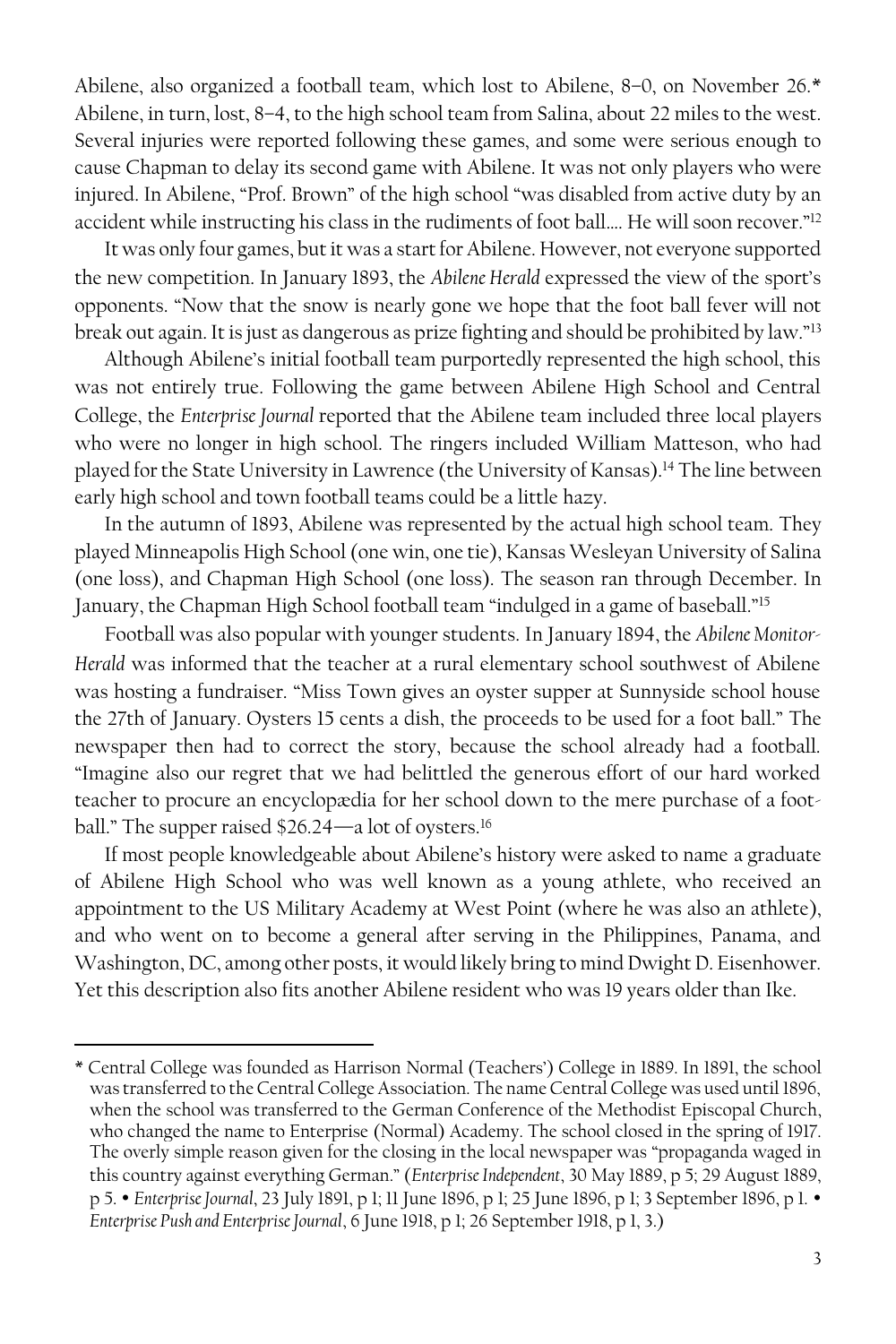Abilene, also organized a football team, which lost to Abilene, 8–0, on November 26.* Abilene, in turn, lost, 8–4, to the high school team from Salina, about 22 miles to the west. Several injuries were reported following these games, and some were serious enough to cause Chapman to delay its second game with Abilene. It was not only players who were injured. In Abilene, "Prof. Brown" of the high school "was disabled from active duty by an accident while instructing his class in the rudiments of foot ball.… He will soon recover."[12]

It was only four games, but it was a start for Abilene. However, not everyone supported the new competition. In January 1893, the *Abilene Herald* expressed the view of the sport's opponents. "Now that the snow is nearly gone we hope that the foot ball fever will not break out again. It is just as dangerous as prize fighting and should be prohibited by law."[13]

Although Abilene's initial football team purportedly represented the high school, this was not entirely true. Following the game between Abilene High School and Central College, the *Enterprise Journal* reported that the Abilene team included three local players who were no longer in high school. The ringers included William Matteson, who had played for the State University in Lawrence (the University of Kansas).[14] The line between early high school and town football teams could be a little hazy.

In the autumn of 1893, Abilene was represented by the actual high school team. They played Minneapolis High School (one win, one tie), Kansas Wesleyan University of Salina (one loss), and Chapman High School (one loss). The season ran through December. In January, the Chapman High School football team "indulged in a game of baseball."[15]

Football was also popular with younger students. In January 1894, the *Abilene Monitor-Herald* was informed that the teacher at a rural elementary school southwest of Abilene was hosting a fundraiser. "Miss Town gives an oyster supper at Sunnyside school house the 27th of January. Oysters 15 cents a dish, the proceeds to be used for a foot ball." The newspaper then had to correct the story, because the school already had a football. "Imagine also our regret that we had belittled the generous effort of our hard worked teacher to procure an encyclopædia for her school down to the mere purchase of a foot-ball." The supper raised $26.24—a lot of oysters.[16]

If most people knowledgeable about Abilene's history were asked to name a graduate of Abilene High School who was well known as a young athlete, who received an appointment to the US Military Academy at West Point (where he was also an athlete), and who went on to become a general after serving in the Philippines, Panama, and Washington, DC, among other posts, it would likely bring to mind Dwight D. Eisenhower. Yet this description also fits another Abilene resident who was 19 years older than Ike.

---

* Central College was founded as Harrison Normal (Teachers') College in 1889. In 1891, the school was transferred to the Central College Association. The name Central College was used until 1896, when the school was transferred to the German Conference of the Methodist Episcopal Church, who changed the name to Enterprise (Normal) Academy. The school closed in the spring of 1917. The overly simple reason given for the closing in the local newspaper was "propaganda waged in this country against everything German." (*Enterprise Independent*, 30 May 1889, p 5; 29 August 1889, p 5. • *Enterprise Journal*, 23 July 1891, p 1; 11 June 1896, p 1; 25 June 1896, p 1; 3 September 1896, p 1. • *Enterprise Push and Enterprise Journal*, 6 June 1918, p 1; 26 September 1918, p 1, 3.)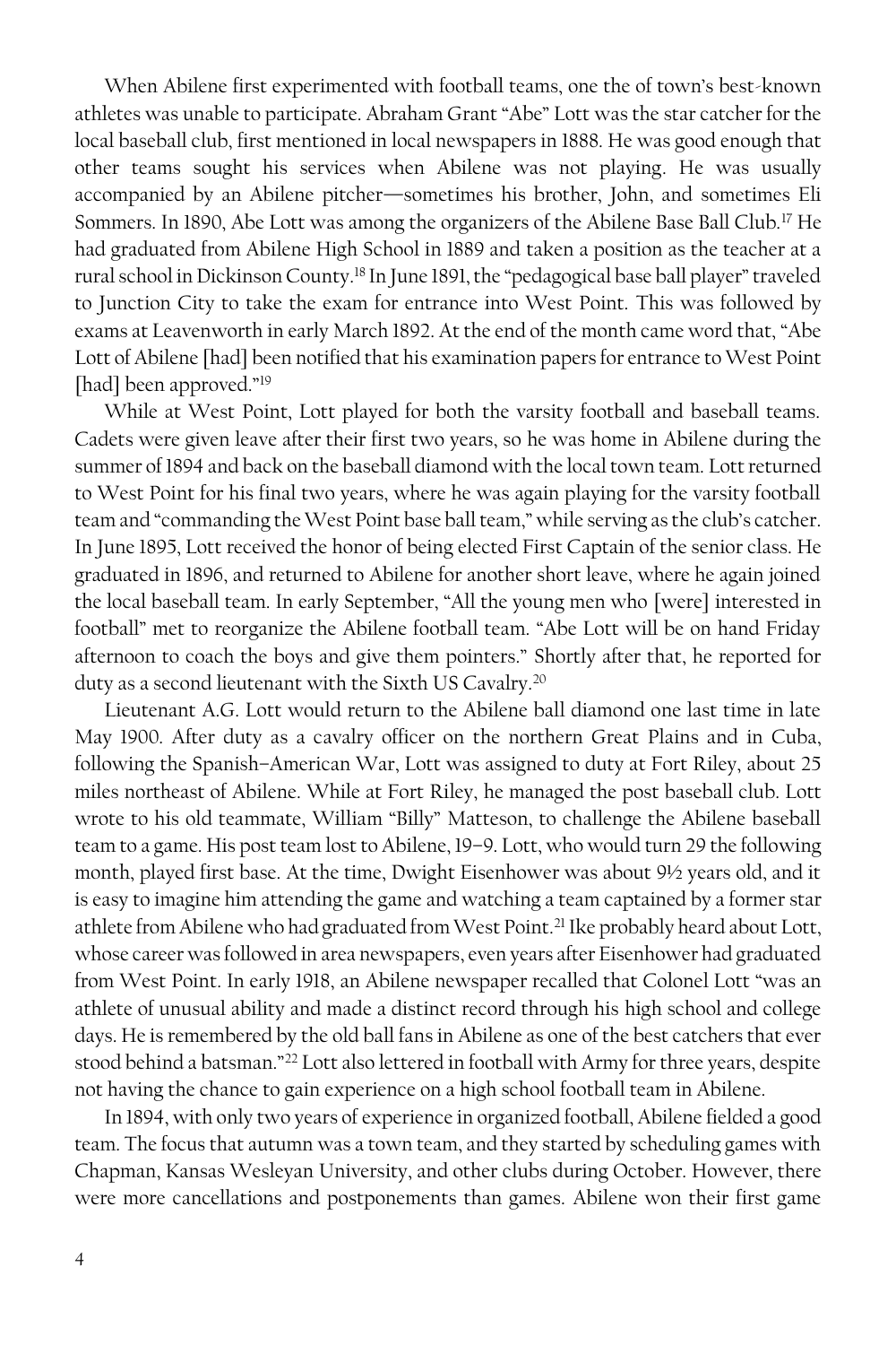When Abilene first experimented with football teams, one the of town's best-known athletes was unable to participate. Abraham Grant "Abe" Lott was the star catcher for the local baseball club, first mentioned in local newspapers in 1888. He was good enough that other teams sought his services when Abilene was not playing. He was usually accompanied by an Abilene pitcher—sometimes his brother, John, and sometimes Eli Sommers. In 1890, Abe Lott was among the organizers of the Abilene Base Ball Club.[17] He had graduated from Abilene High School in 1889 and taken a position as the teacher at a rural school in Dickinson County.[18] In June 1891, the "pedagogical base ball player" traveled to Junction City to take the exam for entrance into West Point. This was followed by exams at Leavenworth in early March 1892. At the end of the month came word that, "Abe Lott of Abilene [had] been notified that his examination papers for entrance to West Point [had] been approved."[19]

While at West Point, Lott played for both the varsity football and baseball teams. Cadets were given leave after their first two years, so he was home in Abilene during the summer of 1894 and back on the baseball diamond with the local town team. Lott returned to West Point for his final two years, where he was again playing for the varsity football team and "commanding the West Point base ball team," while serving as the club's catcher. In June 1895, Lott received the honor of being elected First Captain of the senior class. He graduated in 1896, and returned to Abilene for another short leave, where he again joined the local baseball team. In early September, "All the young men who [were] interested in football" met to reorganize the Abilene football team. "Abe Lott will be on hand Friday afternoon to coach the boys and give them pointers." Shortly after that, he reported for duty as a second lieutenant with the Sixth US Cavalry.[20]

Lieutenant A.G. Lott would return to the Abilene ball diamond one last time in late May 1900. After duty as a cavalry officer on the northern Great Plains and in Cuba, following the Spanish–American War, Lott was assigned to duty at Fort Riley, about 25 miles northeast of Abilene. While at Fort Riley, he managed the post baseball club. Lott wrote to his old teammate, William "Billy" Matteson, to challenge the Abilene baseball team to a game. His post team lost to Abilene, 19–9. Lott, who would turn 29 the following month, played first base. At the time, Dwight Eisenhower was about 9½ years old, and it is easy to imagine him attending the game and watching a team captained by a former star athlete from Abilene who had graduated from West Point.[21] Ike probably heard about Lott, whose career was followed in area newspapers, even years after Eisenhower had graduated from West Point. In early 1918, an Abilene newspaper recalled that Colonel Lott "was an athlete of unusual ability and made a distinct record through his high school and college days. He is remembered by the old ball fans in Abilene as one of the best catchers that ever stood behind a batsman."[22] Lott also lettered in football with Army for three years, despite not having the chance to gain experience on a high school football team in Abilene.

In 1894, with only two years of experience in organized football, Abilene fielded a good team. The focus that autumn was a town team, and they started by scheduling games with Chapman, Kansas Wesleyan University, and other clubs during October. However, there were more cancellations and postponements than games. Abilene won their first game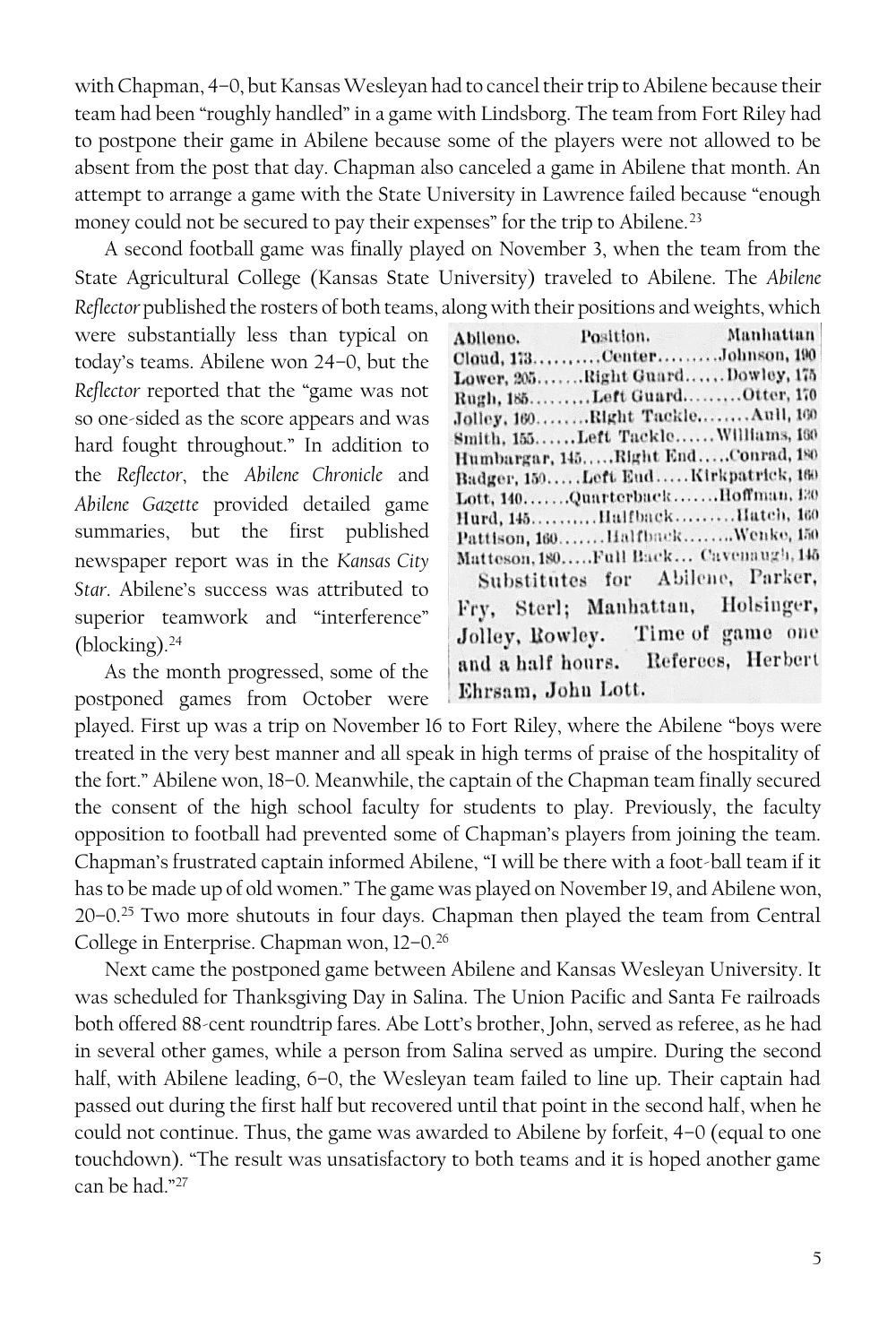with Chapman, 4–0, but Kansas Wesleyan had to cancel their trip to Abilene because their team had been "roughly handled" in a game with Lindsborg. The team from Fort Riley had to postpone their game in Abilene because some of the players were not allowed to be absent from the post that day. Chapman also canceled a game in Abilene that month. An attempt to arrange a game with the State University in Lawrence failed because "enough money could not be secured to pay their expenses" for the trip to Abilene.[23]

A second football game was finally played on November 3, when the team from the State Agricultural College (Kansas State University) traveled to Abilene. The *Abilene Reflector* published the rosters of both teams, along with their positions and weights, which were substantially less than typical on today's teams. Abilene won 24–0, but the *Reflector* reported that the "game was not so one-sided as the score appears and was hard fought throughout." In addition to the *Reflector*, the *Abilene Chronicle* and *Abilene Gazette* provided detailed game summaries, but the first published newspaper report was in the *Kansas City Star*. Abilene's success was attributed to superior teamwork and "interference" (blocking).[24]

| Abilene. | Position. | Manhattan |
|---|---|---|
| Cloud, 173 | Center | Johnson, 190 |
| Lower, 205 | Right Guard | Dowley, 175 |
| Rugh, 185 | Left Guard | Otter, 170 |
| Jolley, 160 | Right Tackle | Aull, 160 |
| Smith, 155 | Left Tackle | Williams, 160 |
| Humbargar, 145 | Right End | Conrad, 180 |
| Badger, 150 | Left End | Kirkpatrick, 160 |
| Lott, 140 | Quarterback | Hoffman, 130 |
| Hurd, 145 | Halfback | Hatch, 160 |
| Pattison, 160 | Halfback | Wenke, 150 |
| Matteson, 180 | Full Back | Cavenaugh, 145 |

Substitutes for Abilene, Parker, Fry, Sterl; Manhattan, Holsinger, Jolley, Rowley. Time of game one and a half hours. Referees, Herbert Ehrsam, John Lott.

As the month progressed, some of the postponed games from October were played. First up was a trip on November 16 to Fort Riley, where the Abilene "boys were treated in the very best manner and all speak in high terms of praise of the hospitality of the fort." Abilene won, 18–0. Meanwhile, the captain of the Chapman team finally secured the consent of the high school faculty for students to play. Previously, the faculty opposition to football had prevented some of Chapman's players from joining the team. Chapman's frustrated captain informed Abilene, "I will be there with a foot-ball team if it has to be made up of old women." The game was played on November 19, and Abilene won, 20–0.[25] Two more shutouts in four days. Chapman then played the team from Central College in Enterprise. Chapman won, 12–0.[26]

Next came the postponed game between Abilene and Kansas Wesleyan University. It was scheduled for Thanksgiving Day in Salina. The Union Pacific and Santa Fe railroads both offered 88-cent roundtrip fares. Abe Lott's brother, John, served as referee, as he had in several other games, while a person from Salina served as umpire. During the second half, with Abilene leading, 6–0, the Wesleyan team failed to line up. Their captain had passed out during the first half but recovered until that point in the second half, when he could not continue. Thus, the game was awarded to Abilene by forfeit, 4–0 (equal to one touchdown). "The result was unsatisfactory to both teams and it is hoped another game can be had."[27]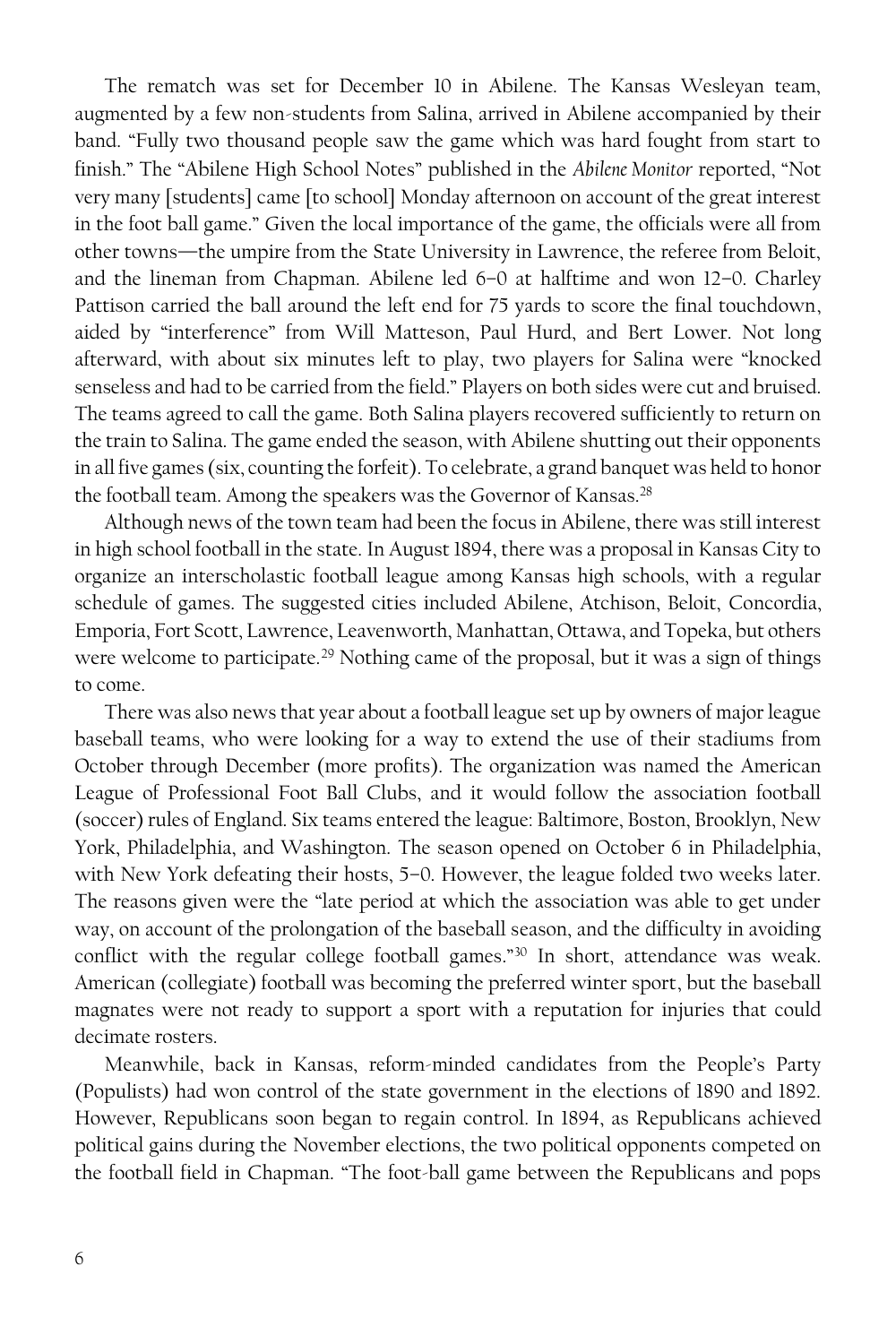The rematch was set for December 10 in Abilene. The Kansas Wesleyan team, augmented by a few non-students from Salina, arrived in Abilene accompanied by their band. "Fully two thousand people saw the game which was hard fought from start to finish." The "Abilene High School Notes" published in the *Abilene Monitor* reported, "Not very many [students] came [to school] Monday afternoon on account of the great interest in the foot ball game." Given the local importance of the game, the officials were all from other towns—the umpire from the State University in Lawrence, the referee from Beloit, and the lineman from Chapman. Abilene led 6–0 at halftime and won 12–0. Charley Pattison carried the ball around the left end for 75 yards to score the final touchdown, aided by "interference" from Will Matteson, Paul Hurd, and Bert Lower. Not long afterward, with about six minutes left to play, two players for Salina were "knocked senseless and had to be carried from the field." Players on both sides were cut and bruised. The teams agreed to call the game. Both Salina players recovered sufficiently to return on the train to Salina. The game ended the season, with Abilene shutting out their opponents in all five games (six, counting the forfeit). To celebrate, a grand banquet was held to honor the football team. Among the speakers was the Governor of Kansas.[28]

Although news of the town team had been the focus in Abilene, there was still interest in high school football in the state. In August 1894, there was a proposal in Kansas City to organize an interscholastic football league among Kansas high schools, with a regular schedule of games. The suggested cities included Abilene, Atchison, Beloit, Concordia, Emporia, Fort Scott, Lawrence, Leavenworth, Manhattan, Ottawa, and Topeka, but others were welcome to participate.[29] Nothing came of the proposal, but it was a sign of things to come.

There was also news that year about a football league set up by owners of major league baseball teams, who were looking for a way to extend the use of their stadiums from October through December (more profits). The organization was named the American League of Professional Foot Ball Clubs, and it would follow the association football (soccer) rules of England. Six teams entered the league: Baltimore, Boston, Brooklyn, New York, Philadelphia, and Washington. The season opened on October 6 in Philadelphia, with New York defeating their hosts, 5–0. However, the league folded two weeks later. The reasons given were the "late period at which the association was able to get under way, on account of the prolongation of the baseball season, and the difficulty in avoiding conflict with the regular college football games."[30] In short, attendance was weak. American (collegiate) football was becoming the preferred winter sport, but the baseball magnates were not ready to support a sport with a reputation for injuries that could decimate rosters.

Meanwhile, back in Kansas, reform-minded candidates from the People's Party (Populists) had won control of the state government in the elections of 1890 and 1892. However, Republicans soon began to regain control. In 1894, as Republicans achieved political gains during the November elections, the two political opponents competed on the football field in Chapman. "The foot-ball game between the Republicans and pops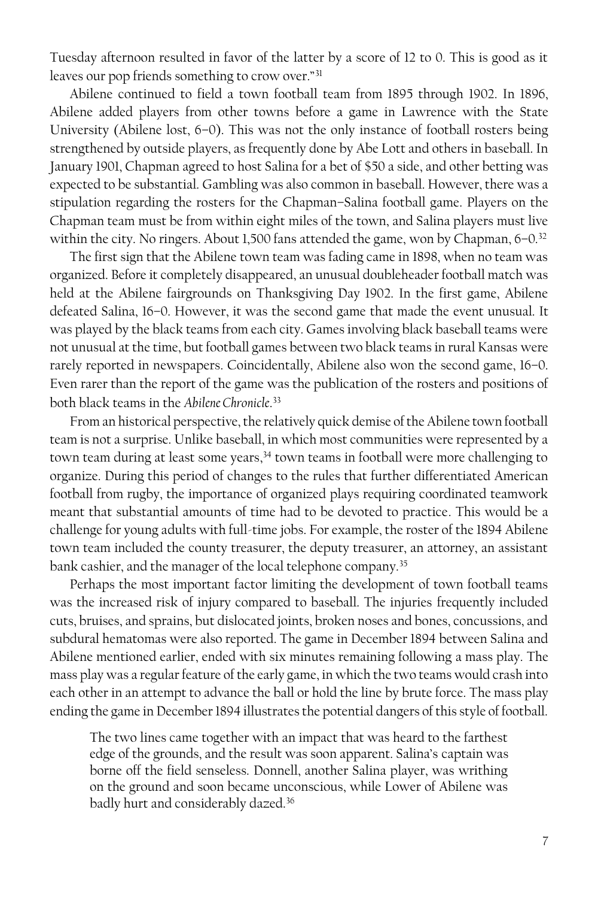Tuesday afternoon resulted in favor of the latter by a score of 12 to 0. This is good as it leaves our pop friends something to crow over."[31]

Abilene continued to field a town football team from 1895 through 1902. In 1896, Abilene added players from other towns before a game in Lawrence with the State University (Abilene lost, 6–0). This was not the only instance of football rosters being strengthened by outside players, as frequently done by Abe Lott and others in baseball. In January 1901, Chapman agreed to host Salina for a bet of $50 a side, and other betting was expected to be substantial. Gambling was also common in baseball. However, there was a stipulation regarding the rosters for the Chapman–Salina football game. Players on the Chapman team must be from within eight miles of the town, and Salina players must live within the city. No ringers. About 1,500 fans attended the game, won by Chapman, 6–0.[32]

The first sign that the Abilene town team was fading came in 1898, when no team was organized. Before it completely disappeared, an unusual doubleheader football match was held at the Abilene fairgrounds on Thanksgiving Day 1902. In the first game, Abilene defeated Salina, 16–0. However, it was the second game that made the event unusual. It was played by the black teams from each city. Games involving black baseball teams were not unusual at the time, but football games between two black teams in rural Kansas were rarely reported in newspapers. Coincidentally, Abilene also won the second game, 16–0. Even rarer than the report of the game was the publication of the rosters and positions of both black teams in the *Abilene Chronicle*.[33]

From an historical perspective, the relatively quick demise of the Abilene town football team is not a surprise. Unlike baseball, in which most communities were represented by a town team during at least some years,[34] town teams in football were more challenging to organize. During this period of changes to the rules that further differentiated American football from rugby, the importance of organized plays requiring coordinated teamwork meant that substantial amounts of time had to be devoted to practice. This would be a challenge for young adults with full-time jobs. For example, the roster of the 1894 Abilene town team included the county treasurer, the deputy treasurer, an attorney, an assistant bank cashier, and the manager of the local telephone company.[35]

Perhaps the most important factor limiting the development of town football teams was the increased risk of injury compared to baseball. The injuries frequently included cuts, bruises, and sprains, but dislocated joints, broken noses and bones, concussions, and subdural hematomas were also reported. The game in December 1894 between Salina and Abilene mentioned earlier, ended with six minutes remaining following a mass play. The mass play was a regular feature of the early game, in which the two teams would crash into each other in an attempt to advance the ball or hold the line by brute force. The mass play ending the game in December 1894 illustrates the potential dangers of this style of football.

> The two lines came together with an impact that was heard to the farthest edge of the grounds, and the result was soon apparent. Salina's captain was borne off the field senseless. Donnell, another Salina player, was writhing on the ground and soon became unconscious, while Lower of Abilene was badly hurt and considerably dazed.[36]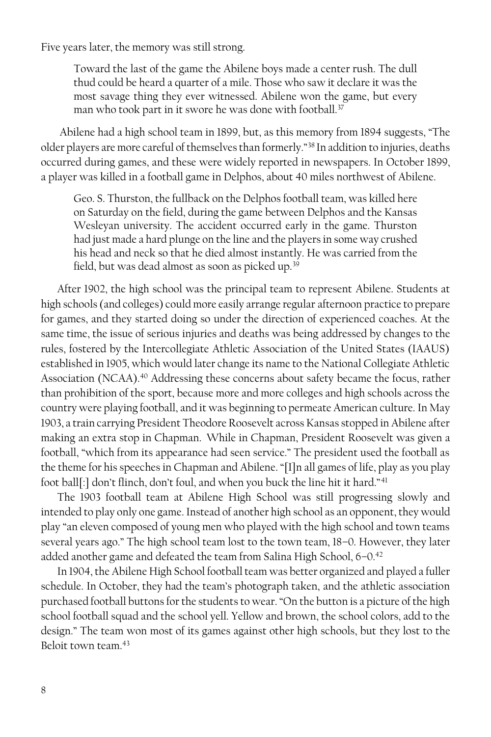Five years later, the memory was still strong.

> Toward the last of the game the Abilene boys made a center rush. The dull thud could be heard a quarter of a mile. Those who saw it declare it was the most savage thing they ever witnessed. Abilene won the game, but every man who took part in it swore he was done with football.[37]

Abilene had a high school team in 1899, but, as this memory from 1894 suggests, "The older players are more careful of themselves than formerly."[38] In addition to injuries, deaths occurred during games, and these were widely reported in newspapers. In October 1899, a player was killed in a football game in Delphos, about 40 miles northwest of Abilene.

> Geo. S. Thurston, the fullback on the Delphos football team, was killed here on Saturday on the field, during the game between Delphos and the Kansas Wesleyan university. The accident occurred early in the game. Thurston had just made a hard plunge on the line and the players in some way crushed his head and neck so that he died almost instantly. He was carried from the field, but was dead almost as soon as picked up.[39]

After 1902, the high school was the principal team to represent Abilene. Students at high schools (and colleges) could more easily arrange regular afternoon practice to prepare for games, and they started doing so under the direction of experienced coaches. At the same time, the issue of serious injuries and deaths was being addressed by changes to the rules, fostered by the Intercollegiate Athletic Association of the United States (IAAUS) established in 1905, which would later change its name to the National Collegiate Athletic Association (NCAA).[40] Addressing these concerns about safety became the focus, rather than prohibition of the sport, because more and more colleges and high schools across the country were playing football, and it was beginning to permeate American culture. In May 1903, a train carrying President Theodore Roosevelt across Kansas stopped in Abilene after making an extra stop in Chapman. While in Chapman, President Roosevelt was given a football, "which from its appearance had seen service." The president used the football as the theme for his speeches in Chapman and Abilene. "[I]n all games of life, play as you play foot ball[:] don't flinch, don't foul, and when you buck the line hit it hard."[41]

The 1903 football team at Abilene High School was still progressing slowly and intended to play only one game. Instead of another high school as an opponent, they would play "an eleven composed of young men who played with the high school and town teams several years ago." The high school team lost to the town team, 18–0. However, they later added another game and defeated the team from Salina High School, 6–0.[42]

In 1904, the Abilene High School football team was better organized and played a fuller schedule. In October, they had the team's photograph taken, and the athletic association purchased football buttons for the students to wear. "On the button is a picture of the high school football squad and the school yell. Yellow and brown, the school colors, add to the design." The team won most of its games against other high schools, but they lost to the Beloit town team.[43]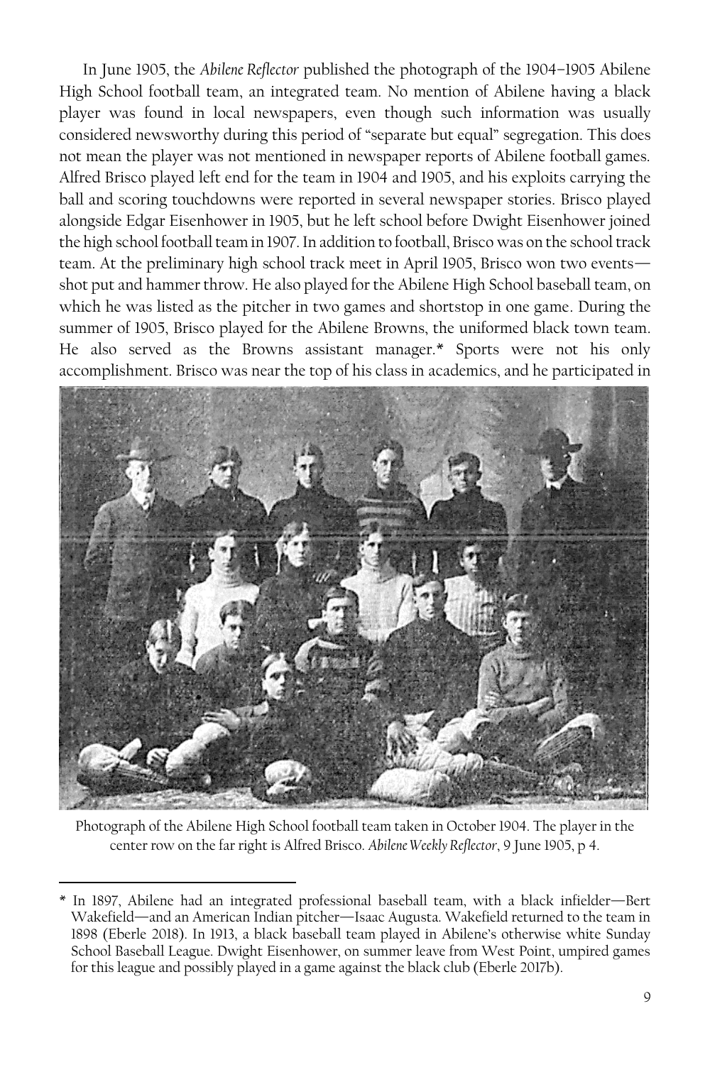In June 1905, the *Abilene Reflector* published the photograph of the 1904–1905 Abilene High School football team, an integrated team. No mention of Abilene having a black player was found in local newspapers, even though such information was usually considered newsworthy during this period of "separate but equal" segregation. This does not mean the player was not mentioned in newspaper reports of Abilene football games. Alfred Brisco played left end for the team in 1904 and 1905, and his exploits carrying the ball and scoring touchdowns were reported in several newspaper stories. Brisco played alongside Edgar Eisenhower in 1905, but he left school before Dwight Eisenhower joined the high school football team in 1907. In addition to football, Brisco was on the school track team. At the preliminary high school track meet in April 1905, Brisco won two events—shot put and hammer throw. He also played for the Abilene High School baseball team, on which he was listed as the pitcher in two games and shortstop in one game. During the summer of 1905, Brisco played for the Abilene Browns, the uniformed black town team. He also served as the Browns assistant manager.* Sports were not his only accomplishment. Brisco was near the top of his class in academics, and he participated in

Photograph of the Abilene High School football team taken in October 1904. The player in the center row on the far right is Alfred Brisco. *Abilene Weekly Reflector*, 9 June 1905, p 4.

\* In 1897, Abilene had an integrated professional baseball team, with a black infielder—Bert Wakefield—and an American Indian pitcher—Isaac Augusta. Wakefield returned to the team in 1898 (Eberle 2018). In 1913, a black baseball team played in Abilene's otherwise white Sunday School Baseball League. Dwight Eisenhower, on summer leave from West Point, umpired games for this league and possibly played in a game against the black club (Eberle 2017b).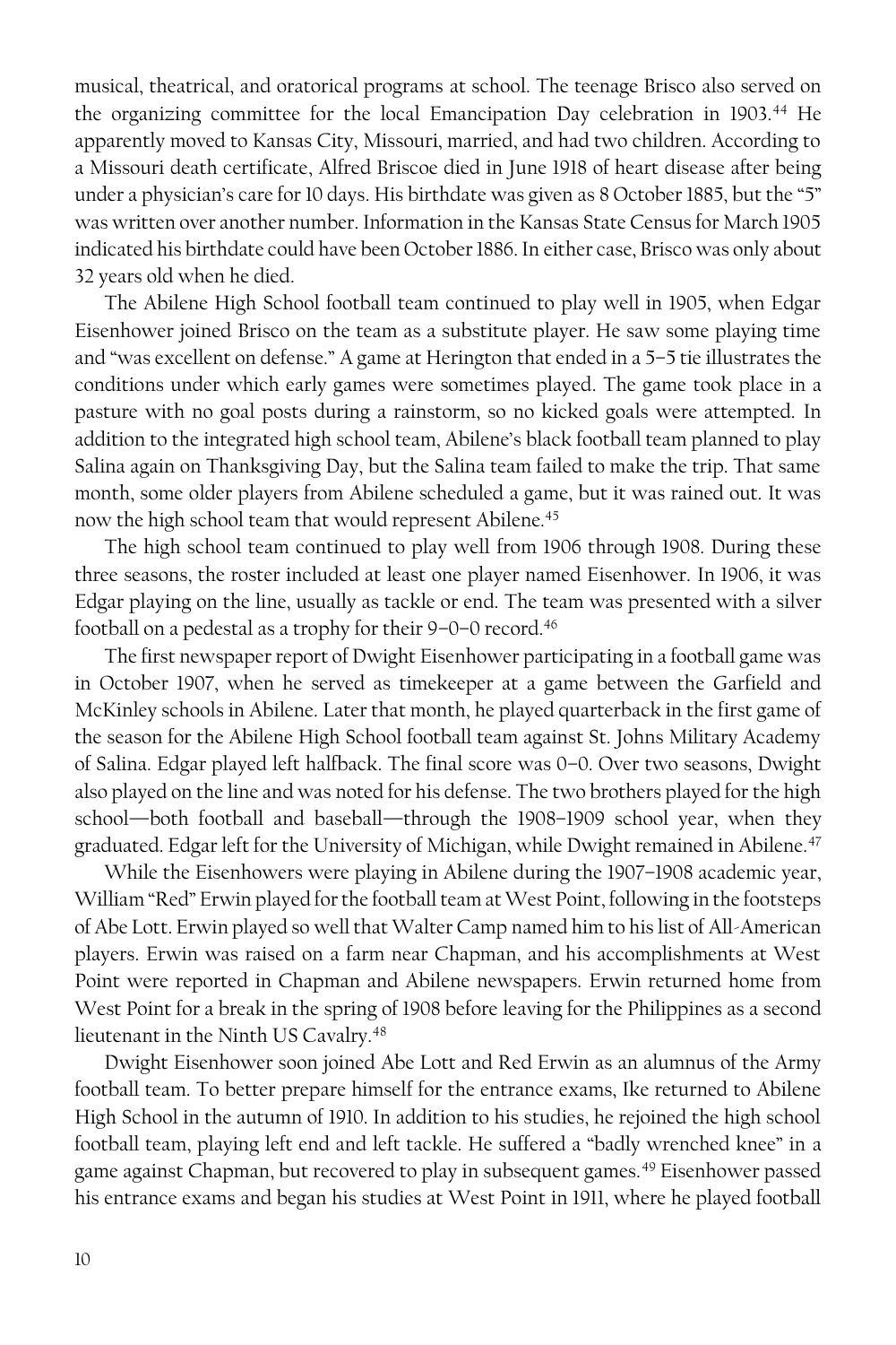musical, theatrical, and oratorical programs at school. The teenage Brisco also served on the organizing committee for the local Emancipation Day celebration in 1903.[44] He apparently moved to Kansas City, Missouri, married, and had two children. According to a Missouri death certificate, Alfred Briscoe died in June 1918 of heart disease after being under a physician's care for 10 days. His birthdate was given as 8 October 1885, but the "5" was written over another number. Information in the Kansas State Census for March 1905 indicated his birthdate could have been October 1886. In either case, Brisco was only about 32 years old when he died.

The Abilene High School football team continued to play well in 1905, when Edgar Eisenhower joined Brisco on the team as a substitute player. He saw some playing time and "was excellent on defense." A game at Herington that ended in a 5–5 tie illustrates the conditions under which early games were sometimes played. The game took place in a pasture with no goal posts during a rainstorm, so no kicked goals were attempted. In addition to the integrated high school team, Abilene's black football team planned to play Salina again on Thanksgiving Day, but the Salina team failed to make the trip. That same month, some older players from Abilene scheduled a game, but it was rained out. It was now the high school team that would represent Abilene.[45]

The high school team continued to play well from 1906 through 1908. During these three seasons, the roster included at least one player named Eisenhower. In 1906, it was Edgar playing on the line, usually as tackle or end. The team was presented with a silver football on a pedestal as a trophy for their 9–0–0 record.[46]

The first newspaper report of Dwight Eisenhower participating in a football game was in October 1907, when he served as timekeeper at a game between the Garfield and McKinley schools in Abilene. Later that month, he played quarterback in the first game of the season for the Abilene High School football team against St. Johns Military Academy of Salina. Edgar played left halfback. The final score was 0–0. Over two seasons, Dwight also played on the line and was noted for his defense. The two brothers played for the high school—both football and baseball—through the 1908–1909 school year, when they graduated. Edgar left for the University of Michigan, while Dwight remained in Abilene.[47]

While the Eisenhowers were playing in Abilene during the 1907–1908 academic year, William "Red" Erwin played for the football team at West Point, following in the footsteps of Abe Lott. Erwin played so well that Walter Camp named him to his list of All-American players. Erwin was raised on a farm near Chapman, and his accomplishments at West Point were reported in Chapman and Abilene newspapers. Erwin returned home from West Point for a break in the spring of 1908 before leaving for the Philippines as a second lieutenant in the Ninth US Cavalry.[48]

Dwight Eisenhower soon joined Abe Lott and Red Erwin as an alumnus of the Army football team. To better prepare himself for the entrance exams, Ike returned to Abilene High School in the autumn of 1910. In addition to his studies, he rejoined the high school football team, playing left end and left tackle. He suffered a "badly wrenched knee" in a game against Chapman, but recovered to play in subsequent games.[49] Eisenhower passed his entrance exams and began his studies at West Point in 1911, where he played football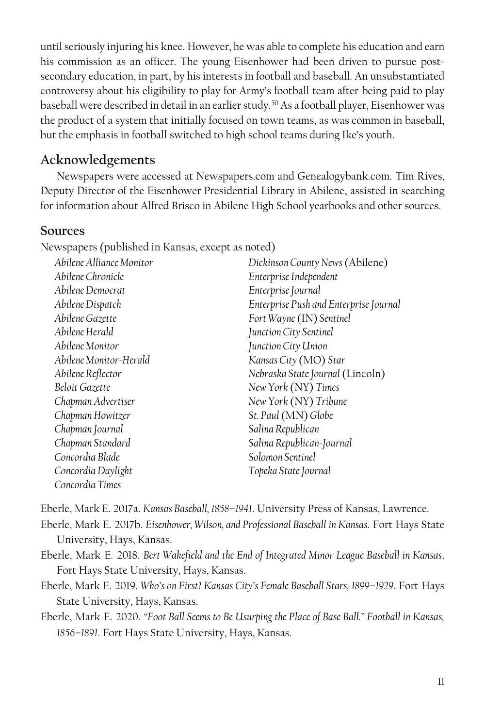until seriously injuring his knee. However, he was able to complete his education and earn his commission as an officer. The young Eisenhower had been driven to pursue post-secondary education, in part, by his interests in football and baseball. An unsubstantiated controversy about his eligibility to play for Army's football team after being paid to play baseball were described in detail in an earlier study.[50] As a football player, Eisenhower was the product of a system that initially focused on town teams, as was common in baseball, but the emphasis in football switched to high school teams during Ike's youth.

## Acknowledgements

Newspapers were accessed at Newspapers.com and Genealogybank.com. Tim Rives, Deputy Director of the Eisenhower Presidential Library in Abilene, assisted in searching for information about Alfred Brisco in Abilene High School yearbooks and other sources.

## Sources

Newspapers (published in Kansas, except as noted)

*Abilene Alliance Monitor*
*Abilene Chronicle*
*Abilene Democrat*
*Abilene Dispatch*
*Abilene Gazette*
*Abilene Herald*
*Abilene Monitor*
*Abilene Monitor-Herald*
*Abilene Reflector*
*Beloit Gazette*
*Chapman Advertiser*
*Chapman Howitzer*
*Chapman Journal*
*Chapman Standard*
*Concordia Blade*
*Concordia Daylight*
*Concordia Times*
*Dickinson County News* (Abilene)
*Enterprise Independent*
*Enterprise Journal*
*Enterprise Push and Enterprise Journal*
*Fort Wayne* (IN) *Sentinel*
*Junction City Sentinel*
*Junction City Union*
*Kansas City* (MO) *Star*
*Nebraska State Journal* (Lincoln)
*New York* (NY) *Times*
*New York* (NY) *Tribune*
*St. Paul* (MN) *Globe*
*Salina Republican*
*Salina Republican-Journal*
*Solomon Sentinel*
*Topeka State Journal*

Eberle, Mark E. 2017a. *Kansas Baseball, 1858–1941*. University Press of Kansas, Lawrence.

Eberle, Mark E. 2017b. *Eisenhower, Wilson, and Professional Baseball in Kansas*. Fort Hays State University, Hays, Kansas.

Eberle, Mark E. 2018. *Bert Wakefield and the End of Integrated Minor League Baseball in Kansas*. Fort Hays State University, Hays, Kansas.

Eberle, Mark E. 2019. *Who's on First? Kansas City's Female Baseball Stars, 1899–1929*. Fort Hays State University, Hays, Kansas.

Eberle, Mark E. 2020. *"Foot Ball Seems to Be Usurping the Place of Base Ball." Football in Kansas, 1856–1891*. Fort Hays State University, Hays, Kansas.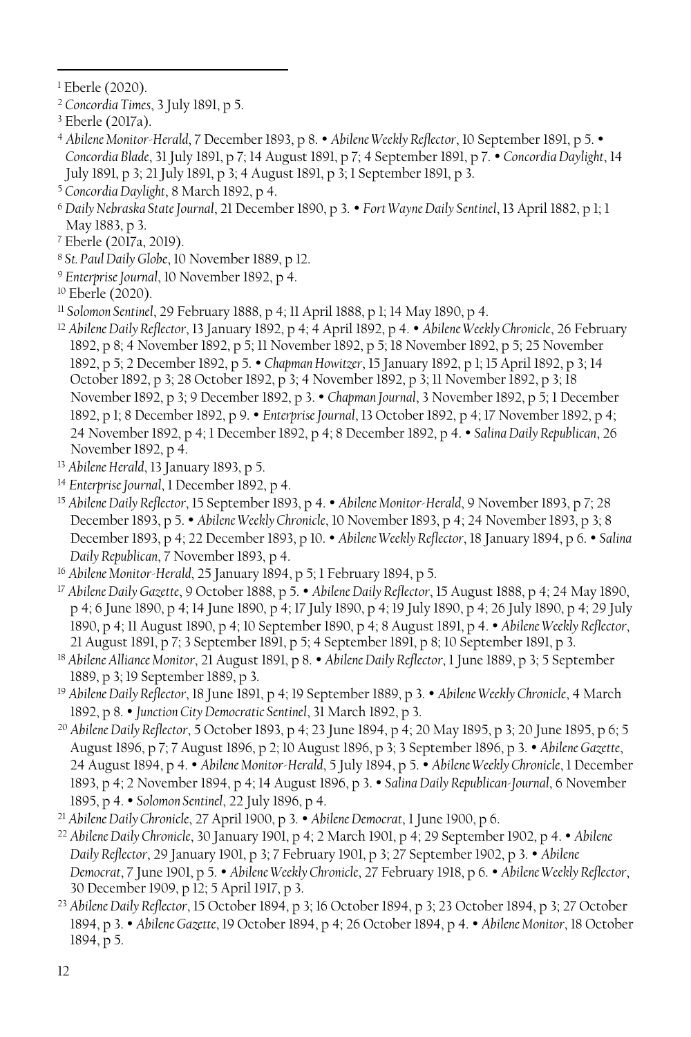[1] Eberle (2020).

[2] *Concordia Times*, 3 July 1891, p 5.

[3] Eberle (2017a).

[4] *Abilene Monitor-Herald*, 7 December 1893, p 8. • *Abilene Weekly Reflector*, 10 September 1891, p 5. • *Concordia Blade*, 31 July 1891, p 7; 14 August 1891, p 7; 4 September 1891, p 7. • *Concordia Daylight*, 14 July 1891, p 3; 21 July 1891, p 3; 4 August 1891, p 3; 1 September 1891, p 3.

[5] *Concordia Daylight*, 8 March 1892, p 4.

[6] *Daily Nebraska State Journal*, 21 December 1890, p 3. • *Fort Wayne Daily Sentinel*, 13 April 1882, p 1; 1 May 1883, p 3.

[7] Eberle (2017a, 2019).

[8] *St. Paul Daily Globe*, 10 November 1889, p 12.

[9] *Enterprise Journal*, 10 November 1892, p 4.

[10] Eberle (2020).

[11] *Solomon Sentinel*, 29 February 1888, p 4; 11 April 1888, p 1; 14 May 1890, p 4.

[12] *Abilene Daily Reflector*, 13 January 1892, p 4; 4 April 1892, p 4. • *Abilene Weekly Chronicle*, 26 February 1892, p 8; 4 November 1892, p 5; 11 November 1892, p 5; 18 November 1892, p 5; 25 November 1892, p 5; 2 December 1892, p 5. • *Chapman Howitzer*, 15 January 1892, p 1; 15 April 1892, p 3; 14 October 1892, p 3; 28 October 1892, p 3; 4 November 1892, p 3; 11 November 1892, p 3; 18 November 1892, p 3; 9 December 1892, p 3. • *Chapman Journal*, 3 November 1892, p 5; 1 December 1892, p 1; 8 December 1892, p 9. • *Enterprise Journal*, 13 October 1892, p 4; 17 November 1892, p 4; 24 November 1892, p 4; 1 December 1892, p 4; 8 December 1892, p 4. • *Salina Daily Republican*, 26 November 1892, p 4.

[13] *Abilene Herald*, 13 January 1893, p 5.

[14] *Enterprise Journal*, 1 December 1892, p 4.

[15] *Abilene Daily Reflector*, 15 September 1893, p 4. • *Abilene Monitor-Herald*, 9 November 1893, p 7; 28 December 1893, p 5. • *Abilene Weekly Chronicle*, 10 November 1893, p 4; 24 November 1893, p 3; 8 December 1893, p 4; 22 December 1893, p 10. • *Abilene Weekly Reflector*, 18 January 1894, p 6. • *Salina Daily Republican*, 7 November 1893, p 4.

[16] *Abilene Monitor-Herald*, 25 January 1894, p 5; 1 February 1894, p 5.

[17] *Abilene Daily Gazette*, 9 October 1888, p 5. • *Abilene Daily Reflector*, 15 August 1888, p 4; 24 May 1890, p 4; 6 June 1890, p 4; 14 June 1890, p 4; 17 July 1890, p 4; 19 July 1890, p 4; 26 July 1890, p 4; 29 July 1890, p 4; 11 August 1890, p 4; 10 September 1890, p 4; 8 August 1891, p 4. • *Abilene Weekly Reflector*, 21 August 1891, p 7; 3 September 1891, p 5; 4 September 1891, p 8; 10 September 1891, p 3.

[18] *Abilene Alliance Monitor*, 21 August 1891, p 8. • *Abilene Daily Reflector*, 1 June 1889, p 3; 5 September 1889, p 3; 19 September 1889, p 3.

[19] *Abilene Daily Reflector*, 18 June 1891, p 4; 19 September 1889, p 3. • *Abilene Weekly Chronicle*, 4 March 1892, p 8. • *Junction City Democratic Sentinel*, 31 March 1892, p 3.

[20] *Abilene Daily Reflector*, 5 October 1893, p 4; 23 June 1894, p 4; 20 May 1895, p 3; 20 June 1895, p 6; 5 August 1896, p 7; 7 August 1896, p 2; 10 August 1896, p 3; 3 September 1896, p 3. • *Abilene Gazette*, 24 August 1894, p 4. • *Abilene Monitor-Herald*, 5 July 1894, p 5. • *Abilene Weekly Chronicle*, 1 December 1893, p 4; 2 November 1894, p 4; 14 August 1896, p 3. • *Salina Daily Republican-Journal*, 6 November 1895, p 4. • *Solomon Sentinel*, 22 July 1896, p 4.

[21] *Abilene Daily Chronicle*, 27 April 1900, p 3. • *Abilene Democrat*, 1 June 1900, p 6.

[22] *Abilene Daily Chronicle*, 30 January 1901, p 4; 2 March 1901, p 4; 29 September 1902, p 4. • *Abilene Daily Reflector*, 29 January 1901, p 3; 7 February 1901, p 3; 27 September 1902, p 3. • *Abilene Democrat*, 7 June 1901, p 5. • *Abilene Weekly Chronicle*, 27 February 1918, p 6. • *Abilene Weekly Reflector*, 30 December 1909, p 12; 5 April 1917, p 3.

[23] *Abilene Daily Reflector*, 15 October 1894, p 3; 16 October 1894, p 3; 23 October 1894, p 3; 27 October 1894, p 3. • *Abilene Gazette*, 19 October 1894, p 4; 26 October 1894, p 4. • *Abilene Monitor*, 18 October 1894, p 5.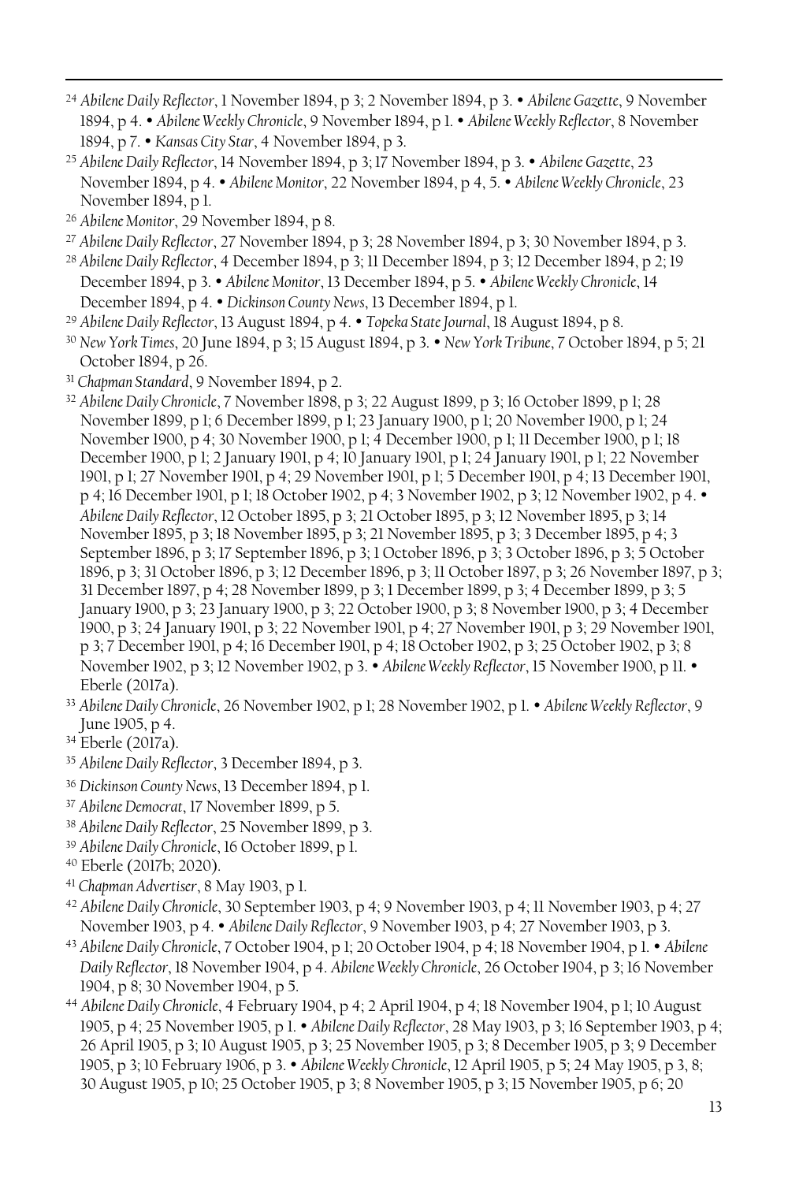[24] *Abilene Daily Reflector*, 1 November 1894, p 3; 2 November 1894, p 3. • *Abilene Gazette*, 9 November 1894, p 4. • *Abilene Weekly Chronicle*, 9 November 1894, p 1. • *Abilene Weekly Reflector*, 8 November 1894, p 7. • *Kansas City Star*, 4 November 1894, p 3.

[25] *Abilene Daily Reflector*, 14 November 1894, p 3; 17 November 1894, p 3. • *Abilene Gazette*, 23 November 1894, p 4. • *Abilene Monitor*, 22 November 1894, p 4, 5. • *Abilene Weekly Chronicle*, 23 November 1894, p 1.

[26] *Abilene Monitor*, 29 November 1894, p 8.

[27] *Abilene Daily Reflector*, 27 November 1894, p 3; 28 November 1894, p 3; 30 November 1894, p 3.

[28] *Abilene Daily Reflector*, 4 December 1894, p 3; 11 December 1894, p 3; 12 December 1894, p 2; 19 December 1894, p 3. • *Abilene Monitor*, 13 December 1894, p 5. • *Abilene Weekly Chronicle*, 14 December 1894, p 4. • *Dickinson County News*, 13 December 1894, p 1.

[29] *Abilene Daily Reflector*, 13 August 1894, p 4. • *Topeka State Journal*, 18 August 1894, p 8.

[30] *New York Times*, 20 June 1894, p 3; 15 August 1894, p 3. • *New York Tribune*, 7 October 1894, p 5; 21 October 1894, p 26.

[31] *Chapman Standard*, 9 November 1894, p 2.

[32] *Abilene Daily Chronicle*, 7 November 1898, p 3; 22 August 1899, p 3; 16 October 1899, p 1; 28 November 1899, p 1; 6 December 1899, p 1; 23 January 1900, p 1; 20 November 1900, p 1; 24 November 1900, p 4; 30 November 1900, p 1; 4 December 1900, p 1; 11 December 1900, p 1; 18 December 1900, p 1; 2 January 1901, p 4; 10 January 1901, p 1; 24 January 1901, p 1; 22 November 1901, p 1; 27 November 1901, p 4; 29 November 1901, p 1; 5 December 1901, p 4; 13 December 1901, p 4; 16 December 1901, p 1; 18 October 1902, p 4; 3 November 1902, p 3; 12 November 1902, p 4. • *Abilene Daily Reflector*, 12 October 1895, p 3; 21 October 1895, p 3; 12 November 1895, p 3; 14 November 1895, p 3; 18 November 1895, p 3; 21 November 1895, p 3; 3 December 1895, p 4; 3 September 1896, p 3; 17 September 1896, p 3; 1 October 1896, p 3; 3 October 1896, p 3; 5 October 1896, p 3; 31 October 1896, p 3; 12 December 1896, p 3; 11 October 1897, p 3; 26 November 1897, p 3; 31 December 1897, p 4; 28 November 1899, p 3; 1 December 1899, p 3; 4 December 1899, p 3; 5 January 1900, p 3; 23 January 1900, p 3; 22 October 1900, p 3; 8 November 1900, p 3; 4 December 1900, p 3; 24 January 1901, p 3; 22 November 1901, p 4; 27 November 1901, p 3; 29 November 1901, p 3; 7 December 1901, p 4; 16 December 1901, p 4; 18 October 1902, p 3; 25 October 1902, p 3; 8 November 1902, p 3; 12 November 1902, p 3. • *Abilene Weekly Reflector*, 15 November 1900, p 11. • Eberle (2017a).

[33] *Abilene Daily Chronicle*, 26 November 1902, p 1; 28 November 1902, p 1. • *Abilene Weekly Reflector*, 9 June 1905, p 4.

[34] Eberle (2017a).

[35] *Abilene Daily Reflector*, 3 December 1894, p 3.

[36] *Dickinson County News*, 13 December 1894, p 1.

[37] *Abilene Democrat*, 17 November 1899, p 5.

[38] *Abilene Daily Reflector*, 25 November 1899, p 3.

[39] *Abilene Daily Chronicle*, 16 October 1899, p 1.

[40] Eberle (2017b; 2020).

[41] *Chapman Advertiser*, 8 May 1903, p 1.

[42] *Abilene Daily Chronicle*, 30 September 1903, p 4; 9 November 1903, p 4; 11 November 1903, p 4; 27 November 1903, p 4. • *Abilene Daily Reflector*, 9 November 1903, p 4; 27 November 1903, p 3.

[43] *Abilene Daily Chronicle*, 7 October 1904, p 1; 20 October 1904, p 4; 18 November 1904, p 1. • *Abilene Daily Reflector*, 18 November 1904, p 4. *Abilene Weekly Chronicle*, 26 October 1904, p 3; 16 November 1904, p 8; 30 November 1904, p 5.

[44] *Abilene Daily Chronicle*, 4 February 1904, p 4; 2 April 1904, p 4; 18 November 1904, p 1; 10 August 1905, p 4; 25 November 1905, p 1. • *Abilene Daily Reflector*, 28 May 1903, p 3; 16 September 1903, p 4; 26 April 1905, p 3; 10 August 1905, p 3; 25 November 1905, p 3; 8 December 1905, p 3; 9 December 1905, p 3; 10 February 1906, p 3. • *Abilene Weekly Chronicle*, 12 April 1905, p 5; 24 May 1905, p 3, 8; 30 August 1905, p 10; 25 October 1905, p 3; 8 November 1905, p 3; 15 November 1905, p 6; 20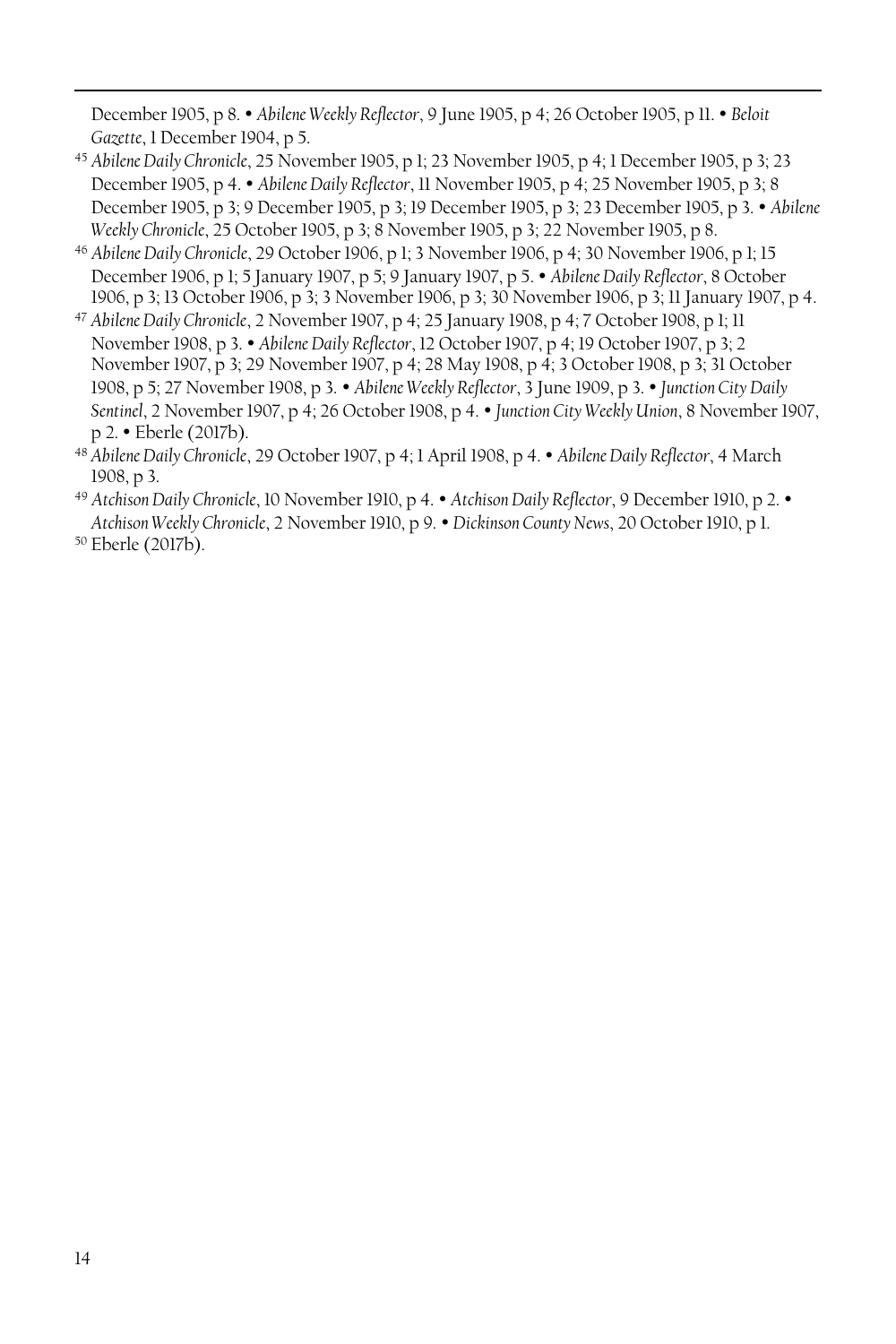December 1905, p 8. • *Abilene Weekly Reflector*, 9 June 1905, p 4; 26 October 1905, p 11. • *Beloit Gazette*, 1 December 1904, p 5.

[45] *Abilene Daily Chronicle*, 25 November 1905, p 1; 23 November 1905, p 4; 1 December 1905, p 3; 23 December 1905, p 4. • *Abilene Daily Reflector*, 11 November 1905, p 4; 25 November 1905, p 3; 8 December 1905, p 3; 9 December 1905, p 3; 19 December 1905, p 3; 23 December 1905, p 3. • *Abilene Weekly Chronicle*, 25 October 1905, p 3; 8 November 1905, p 3; 22 November 1905, p 8.

[46] *Abilene Daily Chronicle*, 29 October 1906, p 1; 3 November 1906, p 4; 30 November 1906, p 1; 15 December 1906, p 1; 5 January 1907, p 5; 9 January 1907, p 5. • *Abilene Daily Reflector*, 8 October 1906, p 3; 13 October 1906, p 3; 3 November 1906, p 3; 30 November 1906, p 3; 11 January 1907, p 4.

[47] *Abilene Daily Chronicle*, 2 November 1907, p 4; 25 January 1908, p 4; 7 October 1908, p 1; 11 November 1908, p 3. • *Abilene Daily Reflector*, 12 October 1907, p 4; 19 October 1907, p 3; 2 November 1907, p 3; 29 November 1907, p 4; 28 May 1908, p 4; 3 October 1908, p 3; 31 October 1908, p 5; 27 November 1908, p 3. • *Abilene Weekly Reflector*, 3 June 1909, p 3. • *Junction City Daily Sentinel*, 2 November 1907, p 4; 26 October 1908, p 4. • *Junction City Weekly Union*, 8 November 1907, p 2. • Eberle (2017b).

[48] *Abilene Daily Chronicle*, 29 October 1907, p 4; 1 April 1908, p 4. • *Abilene Daily Reflector*, 4 March 1908, p 3.

[49] *Atchison Daily Chronicle*, 10 November 1910, p 4. • *Atchison Daily Reflector*, 9 December 1910, p 2. • *Atchison Weekly Chronicle*, 2 November 1910, p 9. • *Dickinson County News*, 20 October 1910, p 1.

[50] Eberle (2017b).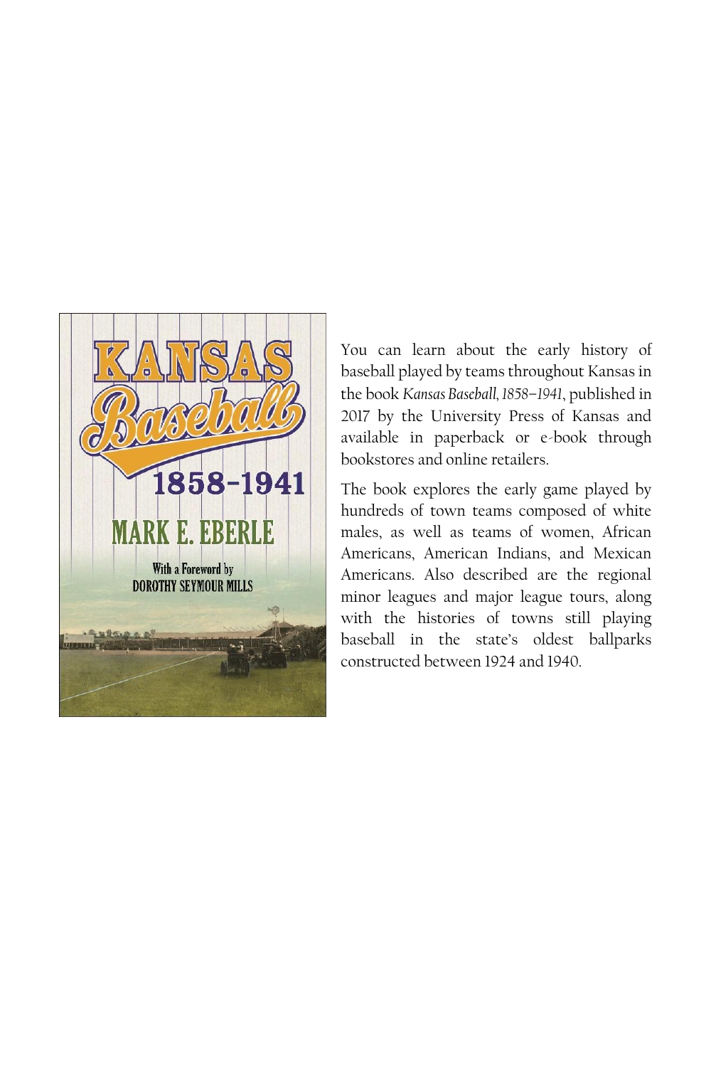You can learn about the early history of baseball played by teams throughout Kansas in the book *Kansas Baseball, 1858–1941*, published in 2017 by the University Press of Kansas and available in paperback or e-book through bookstores and online retailers.

The book explores the early game played by hundreds of town teams composed of white males, as well as teams of women, African Americans, American Indians, and Mexican Americans. Also described are the regional minor leagues and major league tours, along with the histories of towns still playing baseball in the state's oldest ballparks constructed between 1924 and 1940.